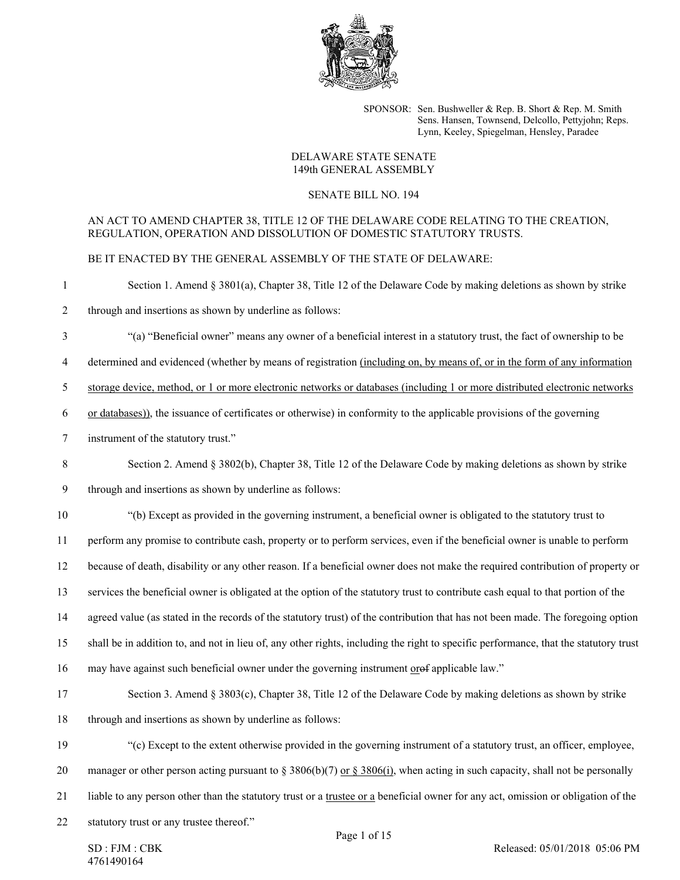SPONSOR: Sen. Bushweller & Rep. B. Short & Rep. M. Smith
Sens. Hansen, Townsend, Delcollo, Pettyjohn; Reps. Lynn, Keeley, Spiegelman, Hensley, Paradee

DELAWARE STATE SENATE
149th GENERAL ASSEMBLY

SENATE BILL NO. 194

AN ACT TO AMEND CHAPTER 38, TITLE 12 OF THE DELAWARE CODE RELATING TO THE CREATION, REGULATION, OPERATION AND DISSOLUTION OF DOMESTIC STATUTORY TRUSTS.

BE IT ENACTED BY THE GENERAL ASSEMBLY OF THE STATE OF DELAWARE:

1 Section 1. Amend § 3801(a), Chapter 38, Title 12 of the Delaware Code by making deletions as shown by strike
2 through and insertions as shown by underline as follows:

3 "(a) "Beneficial owner" means any owner of a beneficial interest in a statutory trust, the fact of ownership to be
4 determined and evidenced (whether by means of registration <u>(including on, by means of, or in the form of any information</u>
5 <u>storage device, method, or 1 or more electronic networks or databases (including 1 or more distributed electronic networks</u>
6 <u>or databases))</u>, the issuance of certificates or otherwise) in conformity to the applicable provisions of the governing
7 instrument of the statutory trust."

8 Section 2. Amend § 3802(b), Chapter 38, Title 12 of the Delaware Code by making deletions as shown by strike
9 through and insertions as shown by underline as follows:

10 "(b) Except as provided in the governing instrument, a beneficial owner is obligated to the statutory trust to
11 perform any promise to contribute cash, property or to perform services, even if the beneficial owner is unable to perform
12 because of death, disability or any other reason. If a beneficial owner does not make the required contribution of property or
13 services the beneficial owner is obligated at the option of the statutory trust to contribute cash equal to that portion of the
14 agreed value (as stated in the records of the statutory trust) of the contribution that has not been made. The foregoing option
15 shall be in addition to, and not in lieu of, any other rights, including the right to specific performance, that the statutory trust
16 may have against such beneficial owner under the governing instrument <u>or</u>~~of~~ applicable law."

17 Section 3. Amend § 3803(c), Chapter 38, Title 12 of the Delaware Code by making deletions as shown by strike
18 through and insertions as shown by underline as follows:

19 "(c) Except to the extent otherwise provided in the governing instrument of a statutory trust, an officer, employee,
20 manager or other person acting pursuant to § 3806(b)(7) <u>or § 3806(i)</u>, when acting in such capacity, shall not be personally
21 liable to any person other than the statutory trust or a <u>trustee or a</u> beneficial owner for any act, omission or obligation of the
22 statutory trust or any trustee thereof."

SD : FJM : CBK
4761490164

Released: 05/01/2018 05:06 PM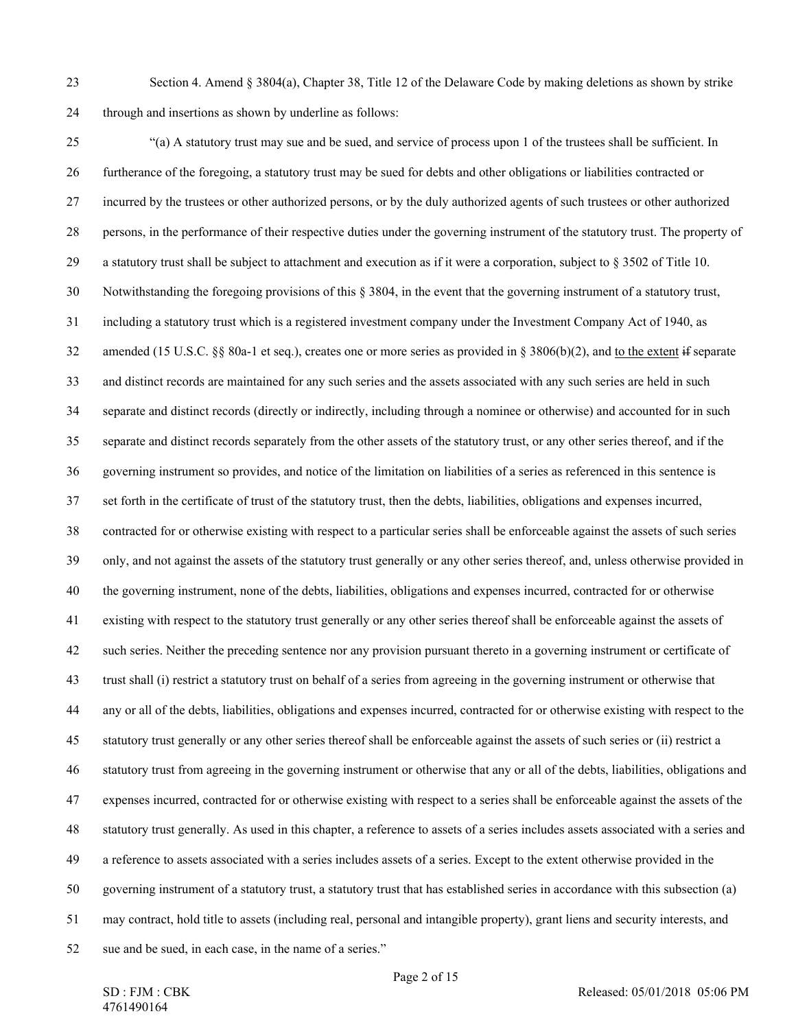Section 4. Amend § 3804(a), Chapter 38, Title 12 of the Delaware Code by making deletions as shown by strike through and insertions as shown by underline as follows:

"(a) A statutory trust may sue and be sued, and service of process upon 1 of the trustees shall be sufficient. In furtherance of the foregoing, a statutory trust may be sued for debts and other obligations or liabilities contracted or incurred by the trustees or other authorized persons, or by the duly authorized agents of such trustees or other authorized persons, in the performance of their respective duties under the governing instrument of the statutory trust. The property of a statutory trust shall be subject to attachment and execution as if it were a corporation, subject to § 3502 of Title 10. Notwithstanding the foregoing provisions of this § 3804, in the event that the governing instrument of a statutory trust, including a statutory trust which is a registered investment company under the Investment Company Act of 1940, as amended (15 U.S.C. §§ 80a-1 et seq.), creates one or more series as provided in § 3806(b)(2), and <u>to the extent</u> ~~if~~ separate and distinct records are maintained for any such series and the assets associated with any such series are held in such separate and distinct records (directly or indirectly, including through a nominee or otherwise) and accounted for in such separate and distinct records separately from the other assets of the statutory trust, or any other series thereof, and if the governing instrument so provides, and notice of the limitation on liabilities of a series as referenced in this sentence is set forth in the certificate of trust of the statutory trust, then the debts, liabilities, obligations and expenses incurred, contracted for or otherwise existing with respect to a particular series shall be enforceable against the assets of such series only, and not against the assets of the statutory trust generally or any other series thereof, and, unless otherwise provided in the governing instrument, none of the debts, liabilities, obligations and expenses incurred, contracted for or otherwise existing with respect to the statutory trust generally or any other series thereof shall be enforceable against the assets of such series. Neither the preceding sentence nor any provision pursuant thereto in a governing instrument or certificate of trust shall (i) restrict a statutory trust on behalf of a series from agreeing in the governing instrument or otherwise that any or all of the debts, liabilities, obligations and expenses incurred, contracted for or otherwise existing with respect to the statutory trust generally or any other series thereof shall be enforceable against the assets of such series or (ii) restrict a statutory trust from agreeing in the governing instrument or otherwise that any or all of the debts, liabilities, obligations and expenses incurred, contracted for or otherwise existing with respect to a series shall be enforceable against the assets of the statutory trust generally. As used in this chapter, a reference to assets of a series includes assets associated with a series and a reference to assets associated with a series includes assets of a series. Except to the extent otherwise provided in the governing instrument of a statutory trust, a statutory trust that has established series in accordance with this subsection (a) may contract, hold title to assets (including real, personal and intangible property), grant liens and security interests, and sue and be sued, in each case, in the name of a series."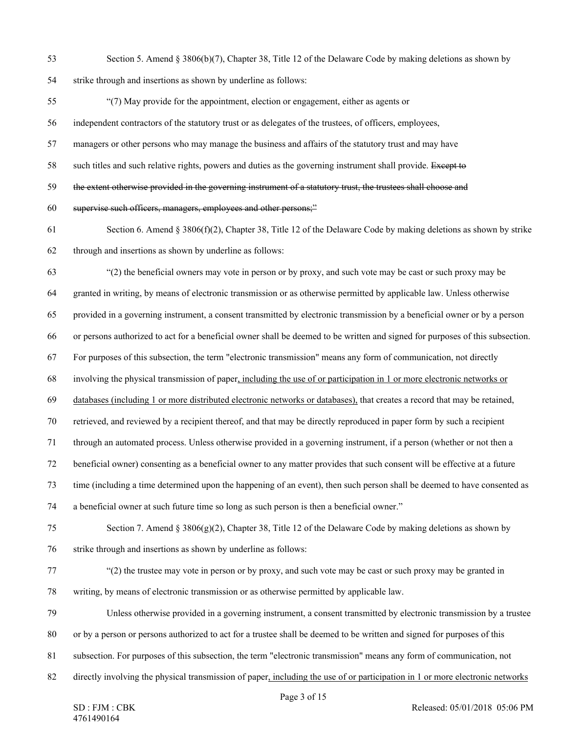Section 5. Amend § 3806(b)(7), Chapter 38, Title 12 of the Delaware Code by making deletions as shown by strike through and insertions as shown by underline as follows:

"(7) May provide for the appointment, election or engagement, either as agents or independent contractors of the statutory trust or as delegates of the trustees, of officers, employees, managers or other persons who may manage the business and affairs of the statutory trust and may have such titles and such relative rights, powers and duties as the governing instrument shall provide. ~~Except to the extent otherwise provided in the governing instrument of a statutory trust, the trustees shall choose and supervise such officers, managers, employees and other persons;"~~

Section 6. Amend § 3806(f)(2), Chapter 38, Title 12 of the Delaware Code by making deletions as shown by strike through and insertions as shown by underline as follows:

"(2) the beneficial owners may vote in person or by proxy, and such vote may be cast or such proxy may be granted in writing, by means of electronic transmission or as otherwise permitted by applicable law. Unless otherwise provided in a governing instrument, a consent transmitted by electronic transmission by a beneficial owner or by a person or persons authorized to act for a beneficial owner shall be deemed to be written and signed for purposes of this subsection. For purposes of this subsection, the term "electronic transmission" means any form of communication, not directly involving the physical transmission of paper<u>, including the use of or participation in 1 or more electronic networks or databases (including 1 or more distributed electronic networks or databases),</u> that creates a record that may be retained, retrieved, and reviewed by a recipient thereof, and that may be directly reproduced in paper form by such a recipient through an automated process. Unless otherwise provided in a governing instrument, if a person (whether or not then a beneficial owner) consenting as a beneficial owner to any matter provides that such consent will be effective at a future time (including a time determined upon the happening of an event), then such person shall be deemed to have consented as a beneficial owner at such future time so long as such person is then a beneficial owner."

Section 7. Amend § 3806(g)(2), Chapter 38, Title 12 of the Delaware Code by making deletions as shown by strike through and insertions as shown by underline as follows:

"(2) the trustee may vote in person or by proxy, and such vote may be cast or such proxy may be granted in writing, by means of electronic transmission or as otherwise permitted by applicable law.

Unless otherwise provided in a governing instrument, a consent transmitted by electronic transmission by a trustee or by a person or persons authorized to act for a trustee shall be deemed to be written and signed for purposes of this subsection. For purposes of this subsection, the term "electronic transmission" means any form of communication, not directly involving the physical transmission of paper<u>, including the use of or participation in 1 or more electronic networks</u>

SD : FJM : CBK
4761490164

Released: 05/01/2018 05:06 PM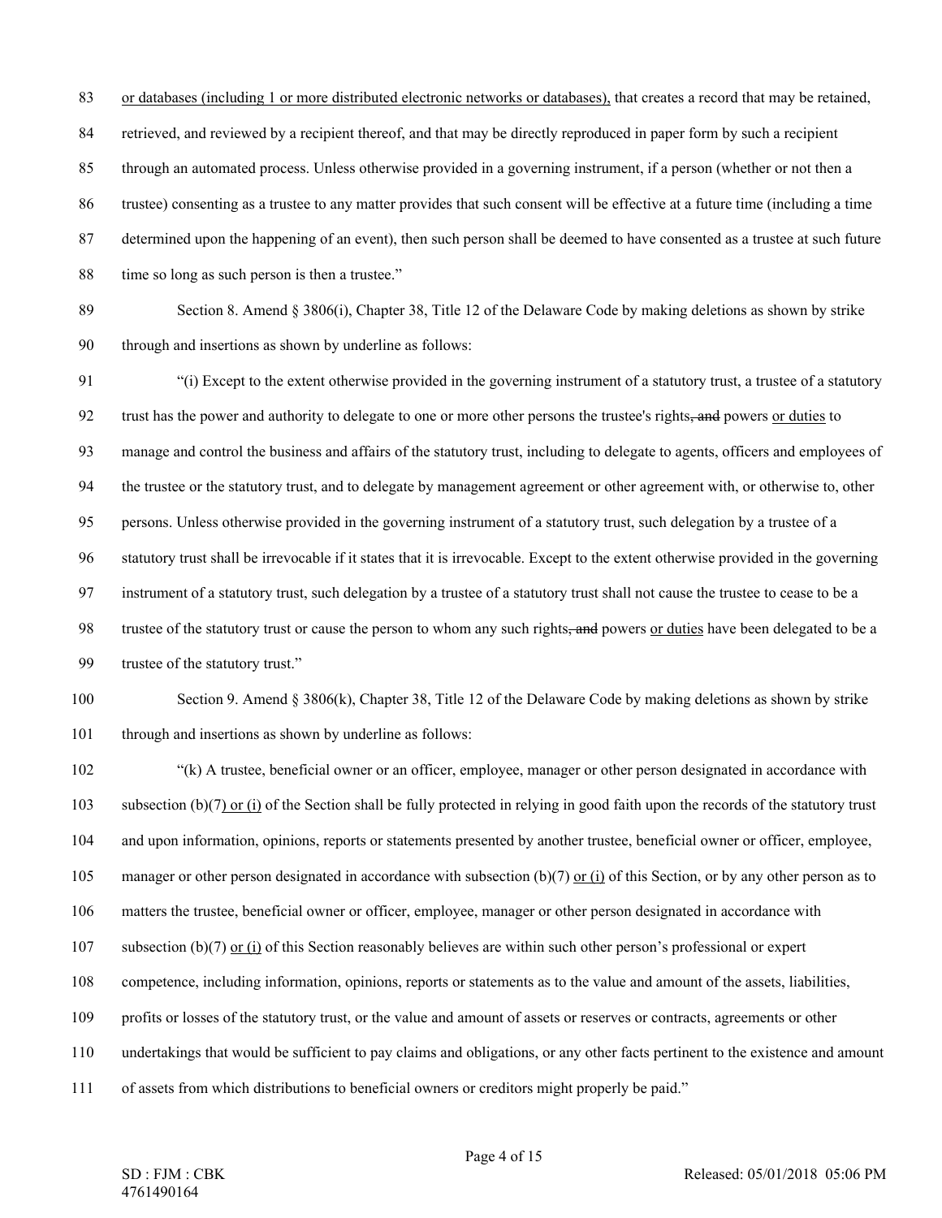83 or databases (including 1 or more distributed electronic networks or databases), that creates a record that may be retained,
84 retrieved, and reviewed by a recipient thereof, and that may be directly reproduced in paper form by such a recipient
85 through an automated process. Unless otherwise provided in a governing instrument, if a person (whether or not then a
86 trustee) consenting as a trustee to any matter provides that such consent will be effective at a future time (including a time
87 determined upon the happening of an event), then such person shall be deemed to have consented as a trustee at such future
88 time so long as such person is then a trustee."

89 Section 8. Amend § 3806(i), Chapter 38, Title 12 of the Delaware Code by making deletions as shown by strike
90 through and insertions as shown by underline as follows:

91 "(i) Except to the extent otherwise provided in the governing instrument of a statutory trust, a trustee of a statutory
92 trust has the power and authority to delegate to one or more other persons the trustee's rights~~, and~~ powers <u>or duties</u> to
93 manage and control the business and affairs of the statutory trust, including to delegate to agents, officers and employees of
94 the trustee or the statutory trust, and to delegate by management agreement or other agreement with, or otherwise to, other
95 persons. Unless otherwise provided in the governing instrument of a statutory trust, such delegation by a trustee of a
96 statutory trust shall be irrevocable if it states that it is irrevocable. Except to the extent otherwise provided in the governing
97 instrument of a statutory trust, such delegation by a trustee of a statutory trust shall not cause the trustee to cease to be a
98 trustee of the statutory trust or cause the person to whom any such rights~~, and~~ powers <u>or duties</u> have been delegated to be a
99 trustee of the statutory trust."

100 Section 9. Amend § 3806(k), Chapter 38, Title 12 of the Delaware Code by making deletions as shown by strike
101 through and insertions as shown by underline as follows:

102 "(k) A trustee, beneficial owner or an officer, employee, manager or other person designated in accordance with
103 subsection (b)(7) <u>or (i)</u> of the Section shall be fully protected in relying in good faith upon the records of the statutory trust
104 and upon information, opinions, reports or statements presented by another trustee, beneficial owner or officer, employee,
105 manager or other person designated in accordance with subsection (b)(7) <u>or (i)</u> of this Section, or by any other person as to
106 matters the trustee, beneficial owner or officer, employee, manager or other person designated in accordance with
107 subsection (b)(7) <u>or (i)</u> of this Section reasonably believes are within such other person's professional or expert
108 competence, including information, opinions, reports or statements as to the value and amount of the assets, liabilities,
109 profits or losses of the statutory trust, or the value and amount of assets or reserves or contracts, agreements or other
110 undertakings that would be sufficient to pay claims and obligations, or any other facts pertinent to the existence and amount
111 of assets from which distributions to beneficial owners or creditors might properly be paid."

SD : FJM : CBK
4761490164

Released: 05/01/2018 05:06 PM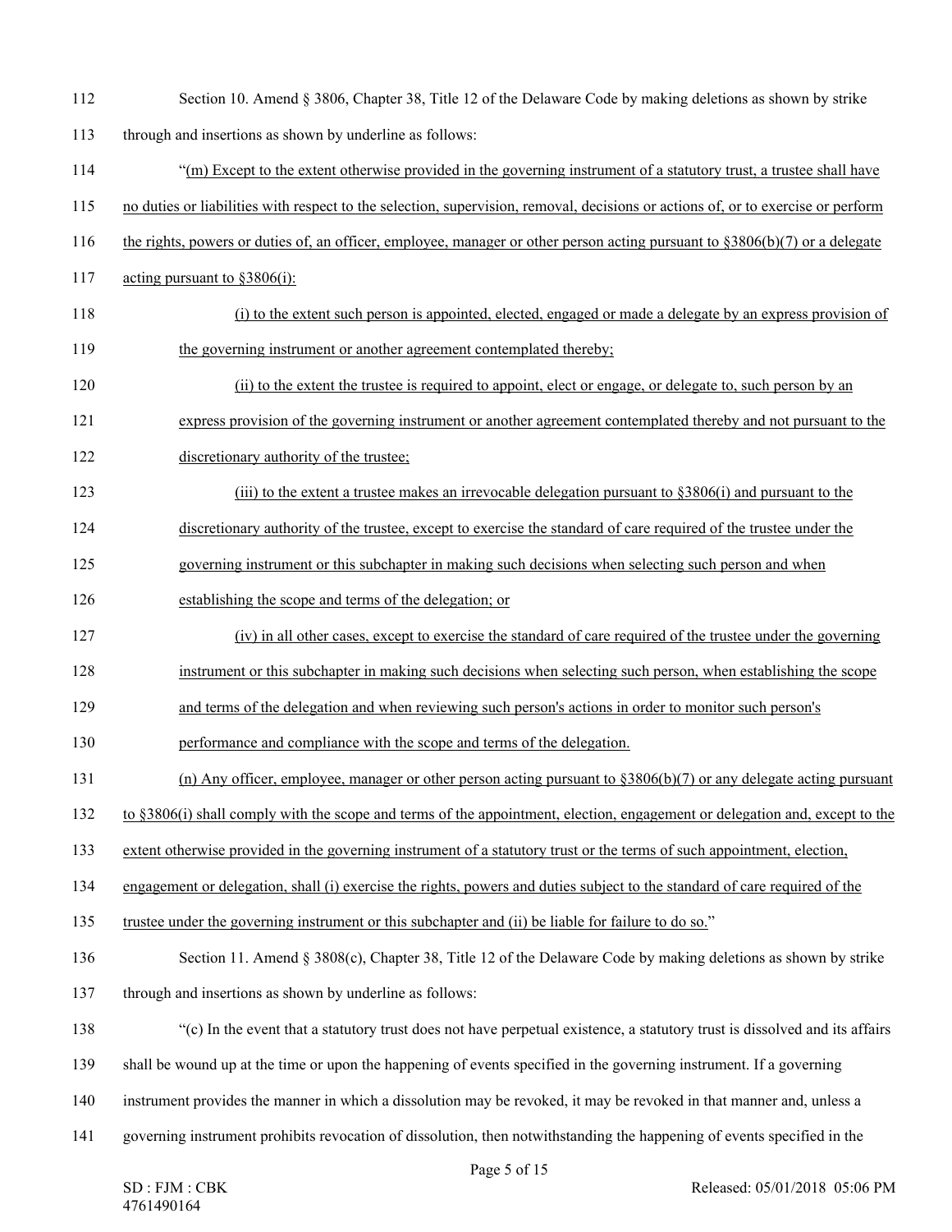Section 10. Amend § 3806, Chapter 38, Title 12 of the Delaware Code by making deletions as shown by strike through and insertions as shown by underline as follows:

"(m) Except to the extent otherwise provided in the governing instrument of a statutory trust, a trustee shall have no duties or liabilities with respect to the selection, supervision, removal, decisions or actions of, or to exercise or perform the rights, powers or duties of, an officer, employee, manager or other person acting pursuant to §3806(b)(7) or a delegate acting pursuant to §3806(i):

(i) to the extent such person is appointed, elected, engaged or made a delegate by an express provision of the governing instrument or another agreement contemplated thereby;

(ii) to the extent the trustee is required to appoint, elect or engage, or delegate to, such person by an express provision of the governing instrument or another agreement contemplated thereby and not pursuant to the discretionary authority of the trustee;

(iii) to the extent a trustee makes an irrevocable delegation pursuant to §3806(i) and pursuant to the discretionary authority of the trustee, except to exercise the standard of care required of the trustee under the governing instrument or this subchapter in making such decisions when selecting such person and when establishing the scope and terms of the delegation; or

(iv) in all other cases, except to exercise the standard of care required of the trustee under the governing instrument or this subchapter in making such decisions when selecting such person, when establishing the scope and terms of the delegation and when reviewing such person's actions in order to monitor such person's performance and compliance with the scope and terms of the delegation.

(n) Any officer, employee, manager or other person acting pursuant to §3806(b)(7) or any delegate acting pursuant to §3806(i) shall comply with the scope and terms of the appointment, election, engagement or delegation and, except to the extent otherwise provided in the governing instrument of a statutory trust or the terms of such appointment, election, engagement or delegation, shall (i) exercise the rights, powers and duties subject to the standard of care required of the trustee under the governing instrument or this subchapter and (ii) be liable for failure to do so."

Section 11. Amend § 3808(c), Chapter 38, Title 12 of the Delaware Code by making deletions as shown by strike through and insertions as shown by underline as follows:

"(c) In the event that a statutory trust does not have perpetual existence, a statutory trust is dissolved and its affairs shall be wound up at the time or upon the happening of events specified in the governing instrument. If a governing instrument provides the manner in which a dissolution may be revoked, it may be revoked in that manner and, unless a governing instrument prohibits revocation of dissolution, then notwithstanding the happening of events specified in the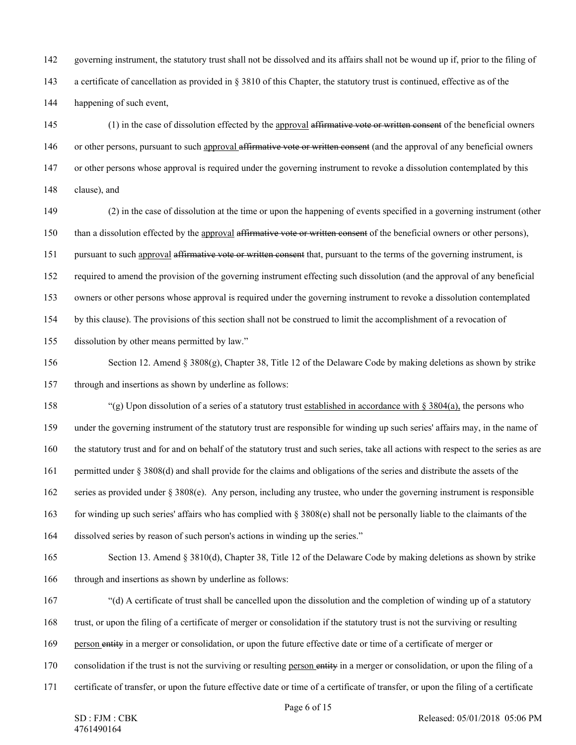governing instrument, the statutory trust shall not be dissolved and its affairs shall not be wound up if, prior to the filing of a certificate of cancellation as provided in § 3810 of this Chapter, the statutory trust is continued, effective as of the happening of such event,

(1) in the case of dissolution effected by the <u>approval</u> ~~affirmative vote or written consent~~ of the beneficial owners or other persons, pursuant to such <u>approval</u> ~~affirmative vote or written consent~~ (and the approval of any beneficial owners or other persons whose approval is required under the governing instrument to revoke a dissolution contemplated by this clause), and

(2) in the case of dissolution at the time or upon the happening of events specified in a governing instrument (other than a dissolution effected by the <u>approval</u> ~~affirmative vote or written consent~~ of the beneficial owners or other persons), pursuant to such <u>approval</u> ~~affirmative vote or written consent~~ that, pursuant to the terms of the governing instrument, is required to amend the provision of the governing instrument effecting such dissolution (and the approval of any beneficial owners or other persons whose approval is required under the governing instrument to revoke a dissolution contemplated by this clause). The provisions of this section shall not be construed to limit the accomplishment of a revocation of dissolution by other means permitted by law."

Section 12. Amend § 3808(g), Chapter 38, Title 12 of the Delaware Code by making deletions as shown by strike through and insertions as shown by underline as follows:

"(g) Upon dissolution of a series of a statutory trust <u>established in accordance with § 3804(a),</u> the persons who under the governing instrument of the statutory trust are responsible for winding up such series' affairs may, in the name of the statutory trust and for and on behalf of the statutory trust and such series, take all actions with respect to the series as are permitted under § 3808(d) and shall provide for the claims and obligations of the series and distribute the assets of the series as provided under § 3808(e). Any person, including any trustee, who under the governing instrument is responsible for winding up such series' affairs who has complied with § 3808(e) shall not be personally liable to the claimants of the dissolved series by reason of such person's actions in winding up the series."

Section 13. Amend § 3810(d), Chapter 38, Title 12 of the Delaware Code by making deletions as shown by strike through and insertions as shown by underline as follows:

"(d) A certificate of trust shall be cancelled upon the dissolution and the completion of winding up of a statutory trust, or upon the filing of a certificate of merger or consolidation if the statutory trust is not the surviving or resulting <u>person</u> ~~entity~~ in a merger or consolidation, or upon the future effective date or time of a certificate of merger or consolidation if the trust is not the surviving or resulting <u>person</u> ~~entity~~ in a merger or consolidation, or upon the filing of a certificate of transfer, or upon the future effective date or time of a certificate of transfer, or upon the filing of a certificate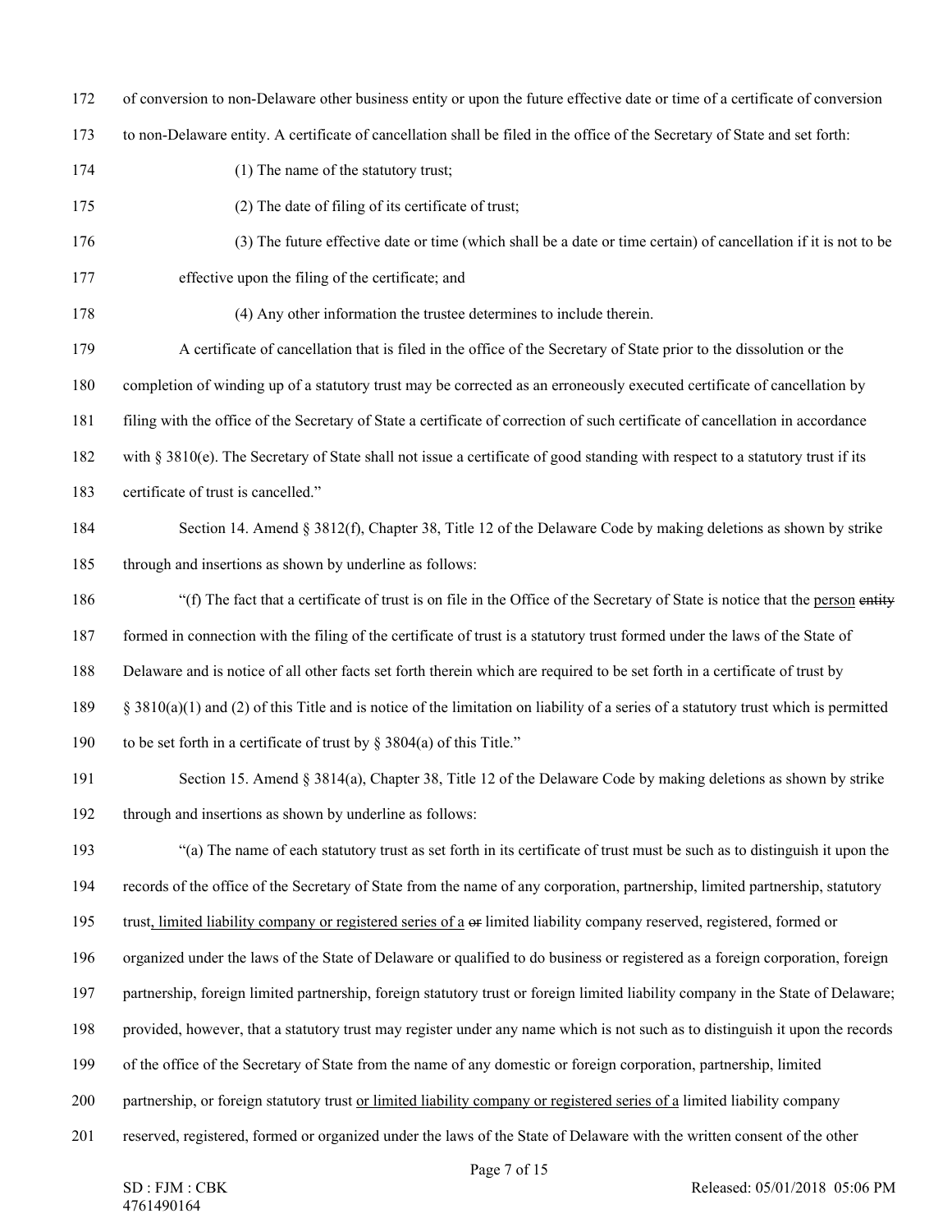of conversion to non-Delaware other business entity or upon the future effective date or time of a certificate of conversion to non-Delaware entity. A certificate of cancellation shall be filed in the office of the Secretary of State and set forth:

(1) The name of the statutory trust;

(2) The date of filing of its certificate of trust;

(3) The future effective date or time (which shall be a date or time certain) of cancellation if it is not to be effective upon the filing of the certificate; and

(4) Any other information the trustee determines to include therein.

A certificate of cancellation that is filed in the office of the Secretary of State prior to the dissolution or the completion of winding up of a statutory trust may be corrected as an erroneously executed certificate of cancellation by filing with the office of the Secretary of State a certificate of correction of such certificate of cancellation in accordance with § 3810(e). The Secretary of State shall not issue a certificate of good standing with respect to a statutory trust if its certificate of trust is cancelled."

Section 14. Amend § 3812(f), Chapter 38, Title 12 of the Delaware Code by making deletions as shown by strike through and insertions as shown by underline as follows:

"(f) The fact that a certificate of trust is on file in the Office of the Secretary of State is notice that the <u>person</u> ~~entity~~ formed in connection with the filing of the certificate of trust is a statutory trust formed under the laws of the State of Delaware and is notice of all other facts set forth therein which are required to be set forth in a certificate of trust by § 3810(a)(1) and (2) of this Title and is notice of the limitation on liability of a series of a statutory trust which is permitted to be set forth in a certificate of trust by § 3804(a) of this Title."

Section 15. Amend § 3814(a), Chapter 38, Title 12 of the Delaware Code by making deletions as shown by strike through and insertions as shown by underline as follows:

"(a) The name of each statutory trust as set forth in its certificate of trust must be such as to distinguish it upon the records of the office of the Secretary of State from the name of any corporation, partnership, limited partnership, statutory trust<u>, limited liability company or registered series of a</u> ~~or~~ limited liability company reserved, registered, formed or organized under the laws of the State of Delaware or qualified to do business or registered as a foreign corporation, foreign partnership, foreign limited partnership, foreign statutory trust or foreign limited liability company in the State of Delaware; provided, however, that a statutory trust may register under any name which is not such as to distinguish it upon the records of the office of the Secretary of State from the name of any domestic or foreign corporation, partnership, limited partnership, or foreign statutory trust <u>or limited liability company or registered series of a</u> limited liability company reserved, registered, formed or organized under the laws of the State of Delaware with the written consent of the other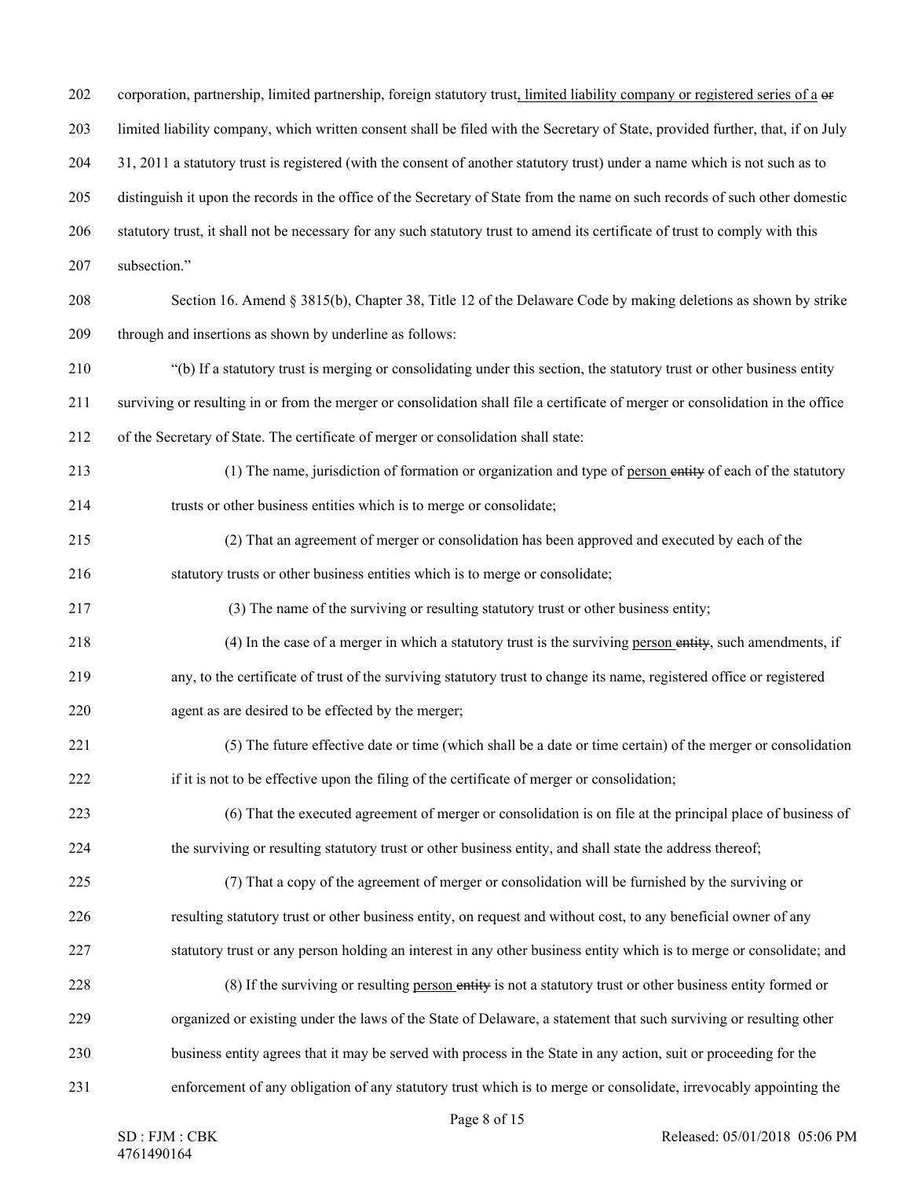corporation, partnership, limited partnership, foreign statutory trust<u>, limited liability company or registered series of a</u> ~~or~~ limited liability company, which written consent shall be filed with the Secretary of State, provided further, that, if on July 31, 2011 a statutory trust is registered (with the consent of another statutory trust) under a name which is not such as to distinguish it upon the records in the office of the Secretary of State from the name on such records of such other domestic statutory trust, it shall not be necessary for any such statutory trust to amend its certificate of trust to comply with this subsection."

Section 16. Amend § 3815(b), Chapter 38, Title 12 of the Delaware Code by making deletions as shown by strike through and insertions as shown by underline as follows:

"(b) If a statutory trust is merging or consolidating under this section, the statutory trust or other business entity surviving or resulting in or from the merger or consolidation shall file a certificate of merger or consolidation in the office of the Secretary of State. The certificate of merger or consolidation shall state:

(1) The name, jurisdiction of formation or organization and type of <u>person</u> ~~entity~~ of each of the statutory trusts or other business entities which is to merge or consolidate;

(2) That an agreement of merger or consolidation has been approved and executed by each of the statutory trusts or other business entities which is to merge or consolidate;

(3) The name of the surviving or resulting statutory trust or other business entity;

(4) In the case of a merger in which a statutory trust is the surviving <u>person</u> ~~entity~~, such amendments, if any, to the certificate of trust of the surviving statutory trust to change its name, registered office or registered agent as are desired to be effected by the merger;

(5) The future effective date or time (which shall be a date or time certain) of the merger or consolidation if it is not to be effective upon the filing of the certificate of merger or consolidation;

(6) That the executed agreement of merger or consolidation is on file at the principal place of business of the surviving or resulting statutory trust or other business entity, and shall state the address thereof;

(7) That a copy of the agreement of merger or consolidation will be furnished by the surviving or resulting statutory trust or other business entity, on request and without cost, to any beneficial owner of any statutory trust or any person holding an interest in any other business entity which is to merge or consolidate; and

(8) If the surviving or resulting <u>person</u> ~~entity~~ is not a statutory trust or other business entity formed or organized or existing under the laws of the State of Delaware, a statement that such surviving or resulting other business entity agrees that it may be served with process in the State in any action, suit or proceeding for the enforcement of any obligation of any statutory trust which is to merge or consolidate, irrevocably appointing the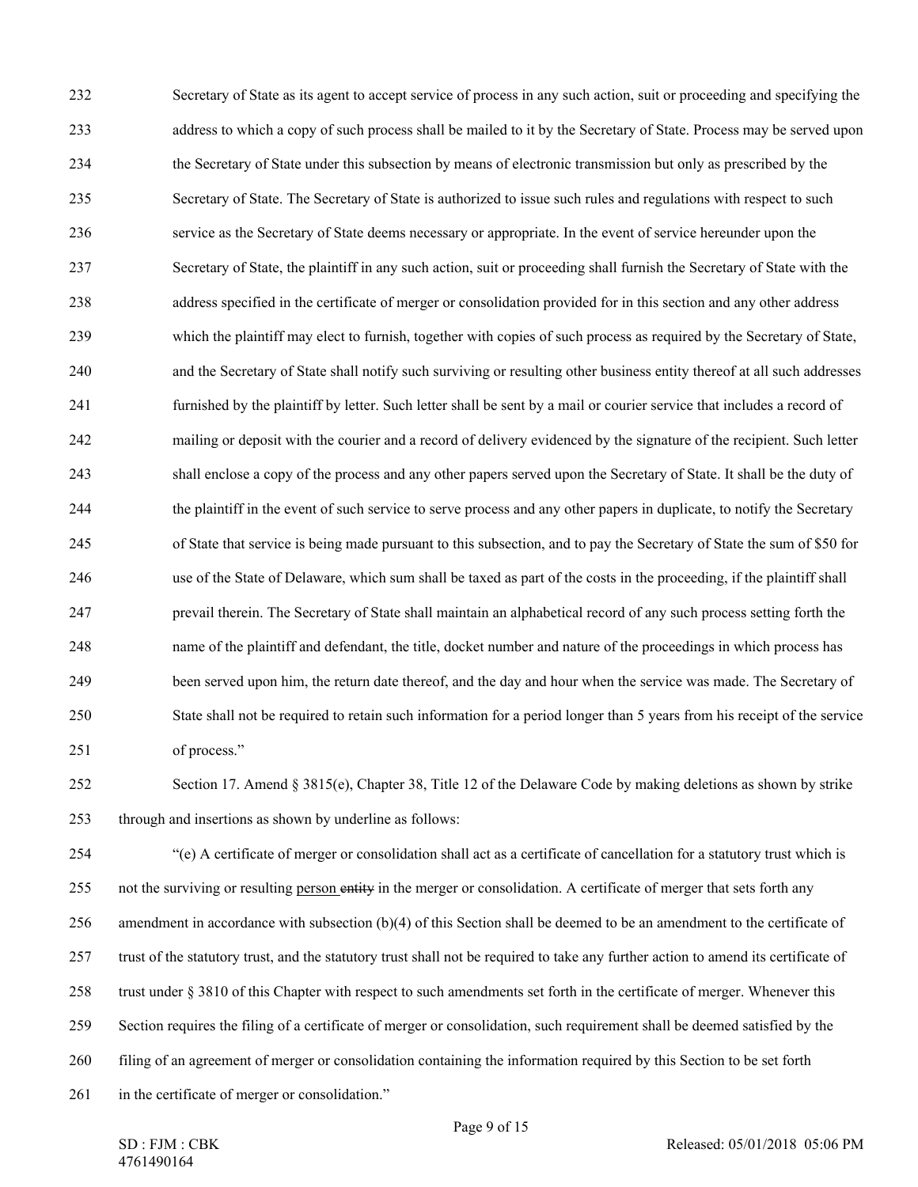Secretary of State as its agent to accept service of process in any such action, suit or proceeding and specifying the address to which a copy of such process shall be mailed to it by the Secretary of State. Process may be served upon the Secretary of State under this subsection by means of electronic transmission but only as prescribed by the Secretary of State. The Secretary of State is authorized to issue such rules and regulations with respect to such service as the Secretary of State deems necessary or appropriate. In the event of service hereunder upon the Secretary of State, the plaintiff in any such action, suit or proceeding shall furnish the Secretary of State with the address specified in the certificate of merger or consolidation provided for in this section and any other address which the plaintiff may elect to furnish, together with copies of such process as required by the Secretary of State, and the Secretary of State shall notify such surviving or resulting other business entity thereof at all such addresses furnished by the plaintiff by letter. Such letter shall be sent by a mail or courier service that includes a record of mailing or deposit with the courier and a record of delivery evidenced by the signature of the recipient. Such letter shall enclose a copy of the process and any other papers served upon the Secretary of State. It shall be the duty of the plaintiff in the event of such service to serve process and any other papers in duplicate, to notify the Secretary of State that service is being made pursuant to this subsection, and to pay the Secretary of State the sum of $50 for use of the State of Delaware, which sum shall be taxed as part of the costs in the proceeding, if the plaintiff shall prevail therein. The Secretary of State shall maintain an alphabetical record of any such process setting forth the name of the plaintiff and defendant, the title, docket number and nature of the proceedings in which process has been served upon him, the return date thereof, and the day and hour when the service was made. The Secretary of State shall not be required to retain such information for a period longer than 5 years from his receipt of the service of process."

Section 17. Amend § 3815(e), Chapter 38, Title 12 of the Delaware Code by making deletions as shown by strike through and insertions as shown by underline as follows:

"(e) A certificate of merger or consolidation shall act as a certificate of cancellation for a statutory trust which is not the surviving or resulting <u>person</u> ~~entity~~ in the merger or consolidation. A certificate of merger that sets forth any amendment in accordance with subsection (b)(4) of this Section shall be deemed to be an amendment to the certificate of trust of the statutory trust, and the statutory trust shall not be required to take any further action to amend its certificate of trust under § 3810 of this Chapter with respect to such amendments set forth in the certificate of merger. Whenever this Section requires the filing of a certificate of merger or consolidation, such requirement shall be deemed satisfied by the filing of an agreement of merger or consolidation containing the information required by this Section to be set forth in the certificate of merger or consolidation."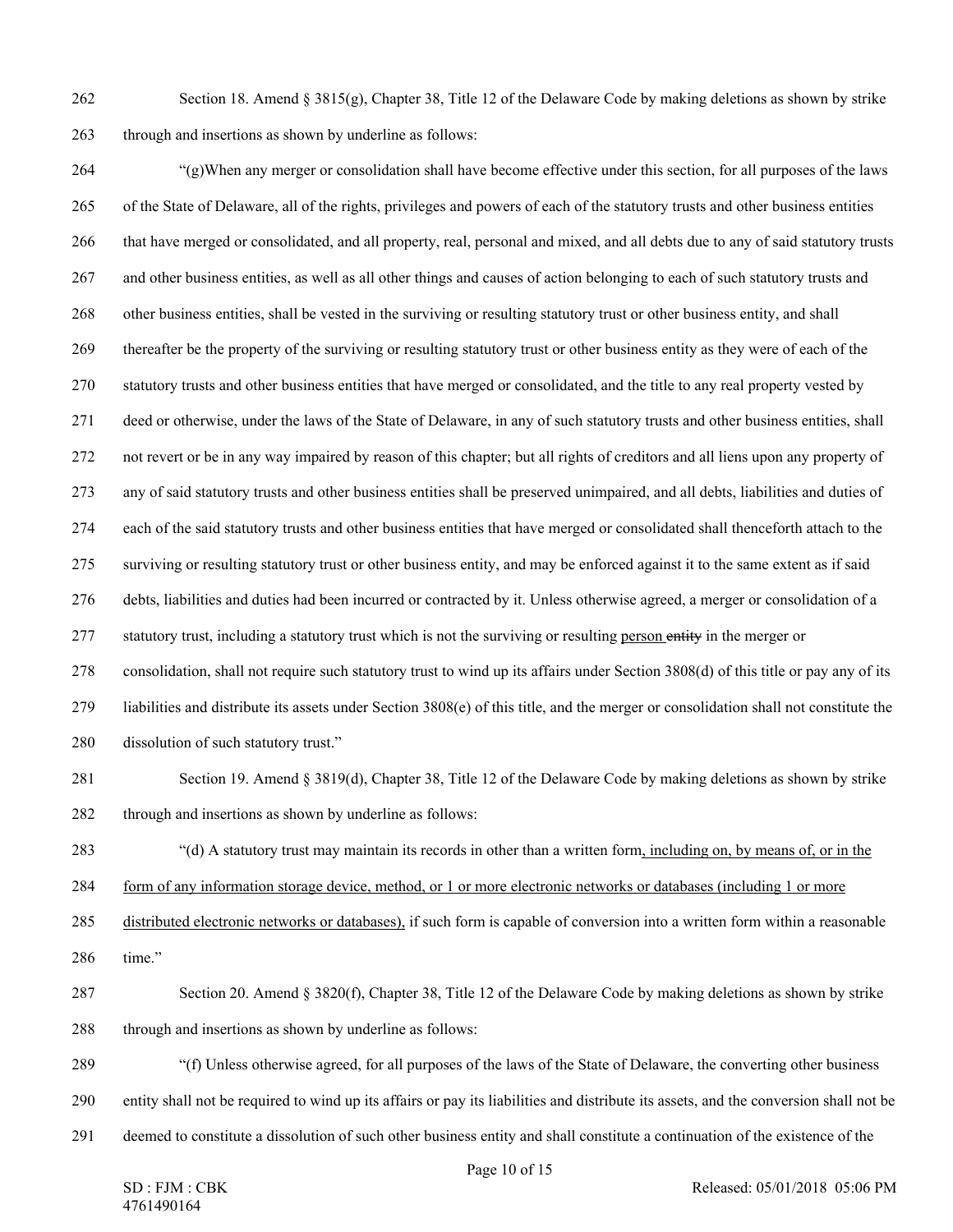Section 18. Amend § 3815(g), Chapter 38, Title 12 of the Delaware Code by making deletions as shown by strike through and insertions as shown by underline as follows:

"(g)When any merger or consolidation shall have become effective under this section, for all purposes of the laws of the State of Delaware, all of the rights, privileges and powers of each of the statutory trusts and other business entities that have merged or consolidated, and all property, real, personal and mixed, and all debts due to any of said statutory trusts and other business entities, as well as all other things and causes of action belonging to each of such statutory trusts and other business entities, shall be vested in the surviving or resulting statutory trust or other business entity, and shall thereafter be the property of the surviving or resulting statutory trust or other business entity as they were of each of the statutory trusts and other business entities that have merged or consolidated, and the title to any real property vested by deed or otherwise, under the laws of the State of Delaware, in any of such statutory trusts and other business entities, shall not revert or be in any way impaired by reason of this chapter; but all rights of creditors and all liens upon any property of any of said statutory trusts and other business entities shall be preserved unimpaired, and all debts, liabilities and duties of each of the said statutory trusts and other business entities that have merged or consolidated shall thenceforth attach to the surviving or resulting statutory trust or other business entity, and may be enforced against it to the same extent as if said debts, liabilities and duties had been incurred or contracted by it. Unless otherwise agreed, a merger or consolidation of a statutory trust, including a statutory trust which is not the surviving or resulting <u>person</u> ~~entity~~ in the merger or consolidation, shall not require such statutory trust to wind up its affairs under Section 3808(d) of this title or pay any of its liabilities and distribute its assets under Section 3808(e) of this title, and the merger or consolidation shall not constitute the dissolution of such statutory trust."

Section 19. Amend § 3819(d), Chapter 38, Title 12 of the Delaware Code by making deletions as shown by strike through and insertions as shown by underline as follows:

"(d) A statutory trust may maintain its records in other than a written form<u>, including on, by means of, or in the form of any information storage device, method, or 1 or more electronic networks or databases (including 1 or more distributed electronic networks or databases),</u> if such form is capable of conversion into a written form within a reasonable time."

Section 20. Amend § 3820(f), Chapter 38, Title 12 of the Delaware Code by making deletions as shown by strike through and insertions as shown by underline as follows:

"(f) Unless otherwise agreed, for all purposes of the laws of the State of Delaware, the converting other business entity shall not be required to wind up its affairs or pay its liabilities and distribute its assets, and the conversion shall not be deemed to constitute a dissolution of such other business entity and shall constitute a continuation of the existence of the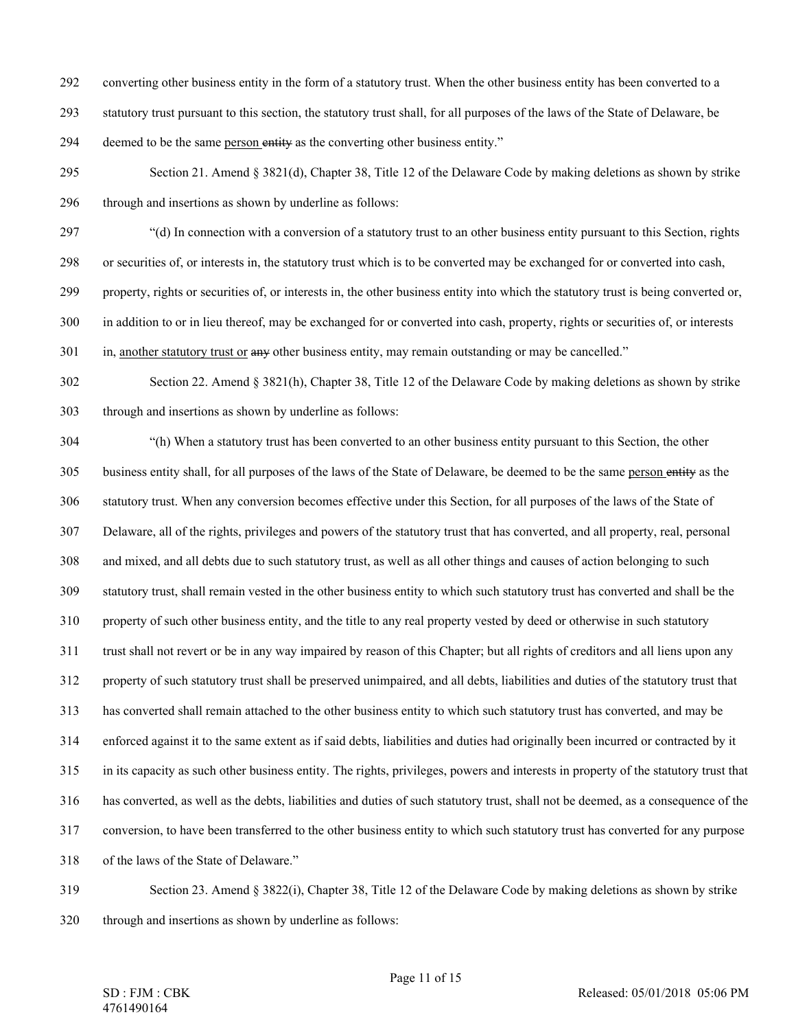converting other business entity in the form of a statutory trust. When the other business entity has been converted to a statutory trust pursuant to this section, the statutory trust shall, for all purposes of the laws of the State of Delaware, be deemed to be the same <u>person</u> ~~entity~~ as the converting other business entity."

Section 21. Amend § 3821(d), Chapter 38, Title 12 of the Delaware Code by making deletions as shown by strike through and insertions as shown by underline as follows:

"(d) In connection with a conversion of a statutory trust to an other business entity pursuant to this Section, rights or securities of, or interests in, the statutory trust which is to be converted may be exchanged for or converted into cash, property, rights or securities of, or interests in, the other business entity into which the statutory trust is being converted or, in addition to or in lieu thereof, may be exchanged for or converted into cash, property, rights or securities of, or interests in, <u>another statutory trust or</u> ~~any~~ other business entity, may remain outstanding or may be cancelled."

Section 22. Amend § 3821(h), Chapter 38, Title 12 of the Delaware Code by making deletions as shown by strike through and insertions as shown by underline as follows:

"(h) When a statutory trust has been converted to an other business entity pursuant to this Section, the other business entity shall, for all purposes of the laws of the State of Delaware, be deemed to be the same <u>person</u> ~~entity~~ as the statutory trust. When any conversion becomes effective under this Section, for all purposes of the laws of the State of Delaware, all of the rights, privileges and powers of the statutory trust that has converted, and all property, real, personal and mixed, and all debts due to such statutory trust, as well as all other things and causes of action belonging to such statutory trust, shall remain vested in the other business entity to which such statutory trust has converted and shall be the property of such other business entity, and the title to any real property vested by deed or otherwise in such statutory trust shall not revert or be in any way impaired by reason of this Chapter; but all rights of creditors and all liens upon any property of such statutory trust shall be preserved unimpaired, and all debts, liabilities and duties of the statutory trust that has converted shall remain attached to the other business entity to which such statutory trust has converted, and may be enforced against it to the same extent as if said debts, liabilities and duties had originally been incurred or contracted by it in its capacity as such other business entity. The rights, privileges, powers and interests in property of the statutory trust that has converted, as well as the debts, liabilities and duties of such statutory trust, shall not be deemed, as a consequence of the conversion, to have been transferred to the other business entity to which such statutory trust has converted for any purpose of the laws of the State of Delaware."

Section 23. Amend § 3822(i), Chapter 38, Title 12 of the Delaware Code by making deletions as shown by strike through and insertions as shown by underline as follows: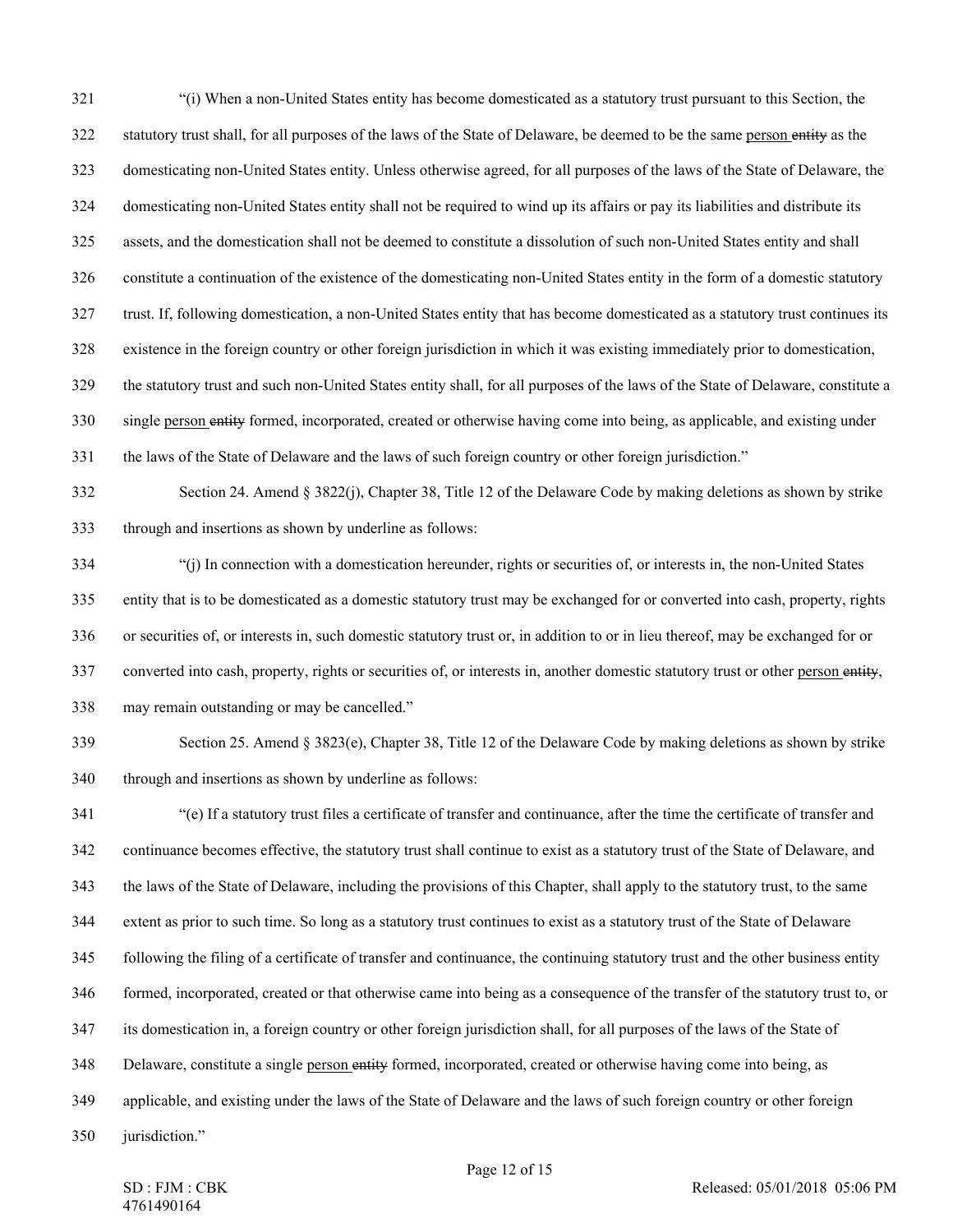"(i) When a non-United States entity has become domesticated as a statutory trust pursuant to this Section, the statutory trust shall, for all purposes of the laws of the State of Delaware, be deemed to be the same <u>person</u> ~~entity~~ as the domesticating non-United States entity. Unless otherwise agreed, for all purposes of the laws of the State of Delaware, the domesticating non-United States entity shall not be required to wind up its affairs or pay its liabilities and distribute its assets, and the domestication shall not be deemed to constitute a dissolution of such non-United States entity and shall constitute a continuation of the existence of the domesticating non-United States entity in the form of a domestic statutory trust. If, following domestication, a non-United States entity that has become domesticated as a statutory trust continues its existence in the foreign country or other foreign jurisdiction in which it was existing immediately prior to domestication, the statutory trust and such non-United States entity shall, for all purposes of the laws of the State of Delaware, constitute a single <u>person</u> ~~entity~~ formed, incorporated, created or otherwise having come into being, as applicable, and existing under the laws of the State of Delaware and the laws of such foreign country or other foreign jurisdiction."

Section 24. Amend § 3822(j), Chapter 38, Title 12 of the Delaware Code by making deletions as shown by strike through and insertions as shown by underline as follows:

"(j) In connection with a domestication hereunder, rights or securities of, or interests in, the non-United States entity that is to be domesticated as a domestic statutory trust may be exchanged for or converted into cash, property, rights or securities of, or interests in, such domestic statutory trust or, in addition to or in lieu thereof, may be exchanged for or converted into cash, property, rights or securities of, or interests in, another domestic statutory trust or other <u>person</u> ~~entity~~, may remain outstanding or may be cancelled."

Section 25. Amend § 3823(e), Chapter 38, Title 12 of the Delaware Code by making deletions as shown by strike through and insertions as shown by underline as follows:

"(e) If a statutory trust files a certificate of transfer and continuance, after the time the certificate of transfer and continuance becomes effective, the statutory trust shall continue to exist as a statutory trust of the State of Delaware, and the laws of the State of Delaware, including the provisions of this Chapter, shall apply to the statutory trust, to the same extent as prior to such time. So long as a statutory trust continues to exist as a statutory trust of the State of Delaware following the filing of a certificate of transfer and continuance, the continuing statutory trust and the other business entity formed, incorporated, created or that otherwise came into being as a consequence of the transfer of the statutory trust to, or its domestication in, a foreign country or other foreign jurisdiction shall, for all purposes of the laws of the State of Delaware, constitute a single <u>person</u> ~~entity~~ formed, incorporated, created or otherwise having come into being, as applicable, and existing under the laws of the State of Delaware and the laws of such foreign country or other foreign jurisdiction."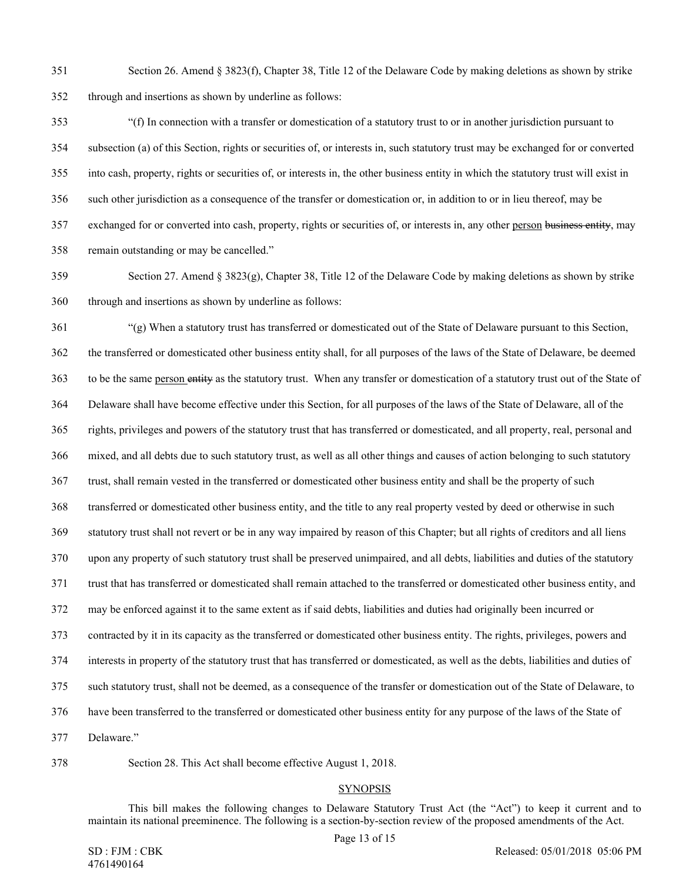Section 26. Amend § 3823(f), Chapter 38, Title 12 of the Delaware Code by making deletions as shown by strike through and insertions as shown by underline as follows:

"(f) In connection with a transfer or domestication of a statutory trust to or in another jurisdiction pursuant to subsection (a) of this Section, rights or securities of, or interests in, such statutory trust may be exchanged for or converted into cash, property, rights or securities of, or interests in, the other business entity in which the statutory trust will exist in such other jurisdiction as a consequence of the transfer or domestication or, in addition to or in lieu thereof, may be exchanged for or converted into cash, property, rights or securities of, or interests in, any other <u>person</u> ~~business entity~~, may remain outstanding or may be cancelled."

Section 27. Amend § 3823(g), Chapter 38, Title 12 of the Delaware Code by making deletions as shown by strike through and insertions as shown by underline as follows:

"(g) When a statutory trust has transferred or domesticated out of the State of Delaware pursuant to this Section, the transferred or domesticated other business entity shall, for all purposes of the laws of the State of Delaware, be deemed to be the same <u>person</u> ~~entity~~ as the statutory trust. When any transfer or domestication of a statutory trust out of the State of Delaware shall have become effective under this Section, for all purposes of the laws of the State of Delaware, all of the rights, privileges and powers of the statutory trust that has transferred or domesticated, and all property, real, personal and mixed, and all debts due to such statutory trust, as well as all other things and causes of action belonging to such statutory trust, shall remain vested in the transferred or domesticated other business entity and shall be the property of such transferred or domesticated other business entity, and the title to any real property vested by deed or otherwise in such statutory trust shall not revert or be in any way impaired by reason of this Chapter; but all rights of creditors and all liens upon any property of such statutory trust shall be preserved unimpaired, and all debts, liabilities and duties of the statutory trust that has transferred or domesticated shall remain attached to the transferred or domesticated other business entity, and may be enforced against it to the same extent as if said debts, liabilities and duties had originally been incurred or contracted by it in its capacity as the transferred or domesticated other business entity. The rights, privileges, powers and interests in property of the statutory trust that has transferred or domesticated, as well as the debts, liabilities and duties of such statutory trust, shall not be deemed, as a consequence of the transfer or domestication out of the State of Delaware, to have been transferred to the transferred or domesticated other business entity for any purpose of the laws of the State of Delaware."

Section 28. This Act shall become effective August 1, 2018.

## <u>SYNOPSIS</u>

This bill makes the following changes to Delaware Statutory Trust Act (the "Act") to keep it current and to maintain its national preeminence. The following is a section-by-section review of the proposed amendments of the Act.

SD : FJM : CBK
4761490164

Released: 05/01/2018 05:06 PM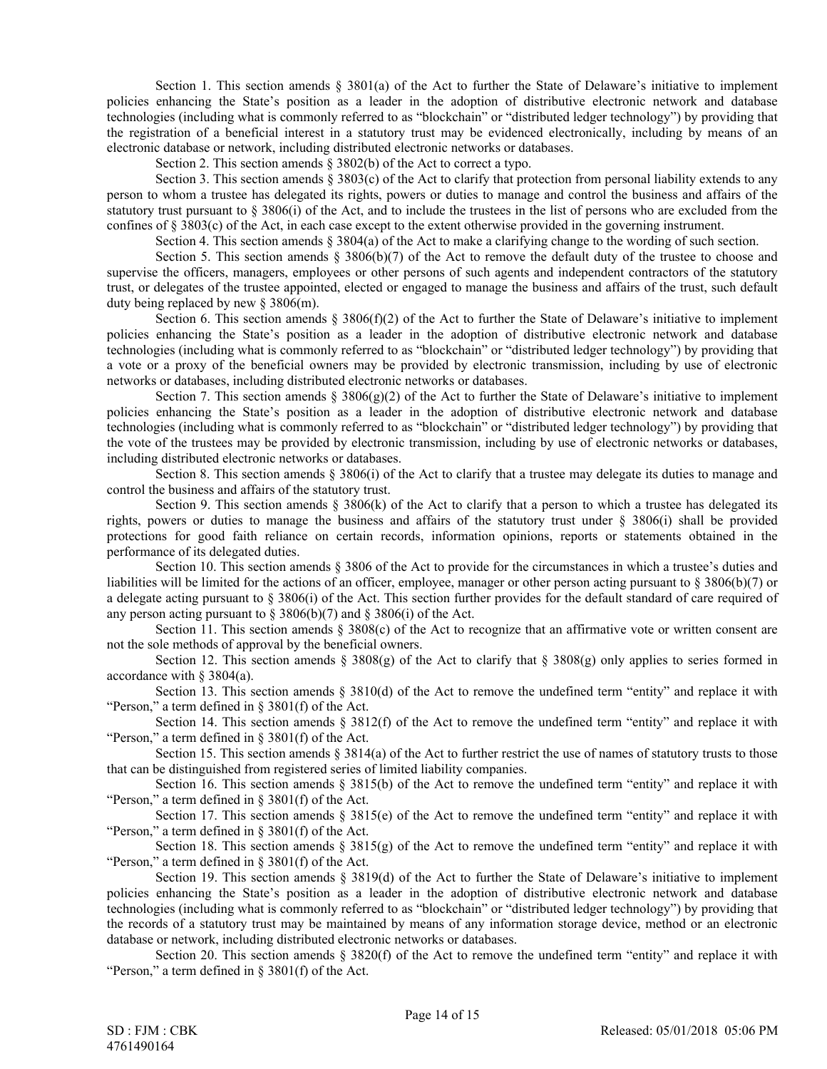Section 1. This section amends § 3801(a) of the Act to further the State of Delaware's initiative to implement policies enhancing the State's position as a leader in the adoption of distributive electronic network and database technologies (including what is commonly referred to as "blockchain" or "distributed ledger technology") by providing that the registration of a beneficial interest in a statutory trust may be evidenced electronically, including by means of an electronic database or network, including distributed electronic networks or databases.

Section 2. This section amends § 3802(b) of the Act to correct a typo.

Section 3. This section amends § 3803(c) of the Act to clarify that protection from personal liability extends to any person to whom a trustee has delegated its rights, powers or duties to manage and control the business and affairs of the statutory trust pursuant to § 3806(i) of the Act, and to include the trustees in the list of persons who are excluded from the confines of § 3803(c) of the Act, in each case except to the extent otherwise provided in the governing instrument.

Section 4. This section amends § 3804(a) of the Act to make a clarifying change to the wording of such section.

Section 5. This section amends § 3806(b)(7) of the Act to remove the default duty of the trustee to choose and supervise the officers, managers, employees or other persons of such agents and independent contractors of the statutory trust, or delegates of the trustee appointed, elected or engaged to manage the business and affairs of the trust, such default duty being replaced by new § 3806(m).

Section 6. This section amends § 3806(f)(2) of the Act to further the State of Delaware's initiative to implement policies enhancing the State's position as a leader in the adoption of distributive electronic network and database technologies (including what is commonly referred to as "blockchain" or "distributed ledger technology") by providing that a vote or a proxy of the beneficial owners may be provided by electronic transmission, including by use of electronic networks or databases, including distributed electronic networks or databases.

Section 7. This section amends § 3806(g)(2) of the Act to further the State of Delaware's initiative to implement policies enhancing the State's position as a leader in the adoption of distributive electronic network and database technologies (including what is commonly referred to as "blockchain" or "distributed ledger technology") by providing that the vote of the trustees may be provided by electronic transmission, including by use of electronic networks or databases, including distributed electronic networks or databases.

Section 8. This section amends § 3806(i) of the Act to clarify that a trustee may delegate its duties to manage and control the business and affairs of the statutory trust.

Section 9. This section amends § 3806(k) of the Act to clarify that a person to which a trustee has delegated its rights, powers or duties to manage the business and affairs of the statutory trust under § 3806(i) shall be provided protections for good faith reliance on certain records, information opinions, reports or statements obtained in the performance of its delegated duties.

Section 10. This section amends § 3806 of the Act to provide for the circumstances in which a trustee's duties and liabilities will be limited for the actions of an officer, employee, manager or other person acting pursuant to § 3806(b)(7) or a delegate acting pursuant to § 3806(i) of the Act. This section further provides for the default standard of care required of any person acting pursuant to § 3806(b)(7) and § 3806(i) of the Act.

Section 11. This section amends § 3808(c) of the Act to recognize that an affirmative vote or written consent are not the sole methods of approval by the beneficial owners.

Section 12. This section amends § 3808(g) of the Act to clarify that § 3808(g) only applies to series formed in accordance with § 3804(a).

Section 13. This section amends § 3810(d) of the Act to remove the undefined term "entity" and replace it with "Person," a term defined in § 3801(f) of the Act.

Section 14. This section amends § 3812(f) of the Act to remove the undefined term "entity" and replace it with "Person," a term defined in § 3801(f) of the Act.

Section 15. This section amends § 3814(a) of the Act to further restrict the use of names of statutory trusts to those that can be distinguished from registered series of limited liability companies.

Section 16. This section amends § 3815(b) of the Act to remove the undefined term "entity" and replace it with "Person," a term defined in § 3801(f) of the Act.

Section 17. This section amends § 3815(e) of the Act to remove the undefined term "entity" and replace it with "Person," a term defined in § 3801(f) of the Act.

Section 18. This section amends § 3815(g) of the Act to remove the undefined term "entity" and replace it with "Person," a term defined in § 3801(f) of the Act.

Section 19. This section amends § 3819(d) of the Act to further the State of Delaware's initiative to implement policies enhancing the State's position as a leader in the adoption of distributive electronic network and database technologies (including what is commonly referred to as "blockchain" or "distributed ledger technology") by providing that the records of a statutory trust may be maintained by means of any information storage device, method or an electronic database or network, including distributed electronic networks or databases.

Section 20. This section amends § 3820(f) of the Act to remove the undefined term "entity" and replace it with "Person," a term defined in § 3801(f) of the Act.

SD : FJM : CBK
4761490164

Released: 05/01/2018 05:06 PM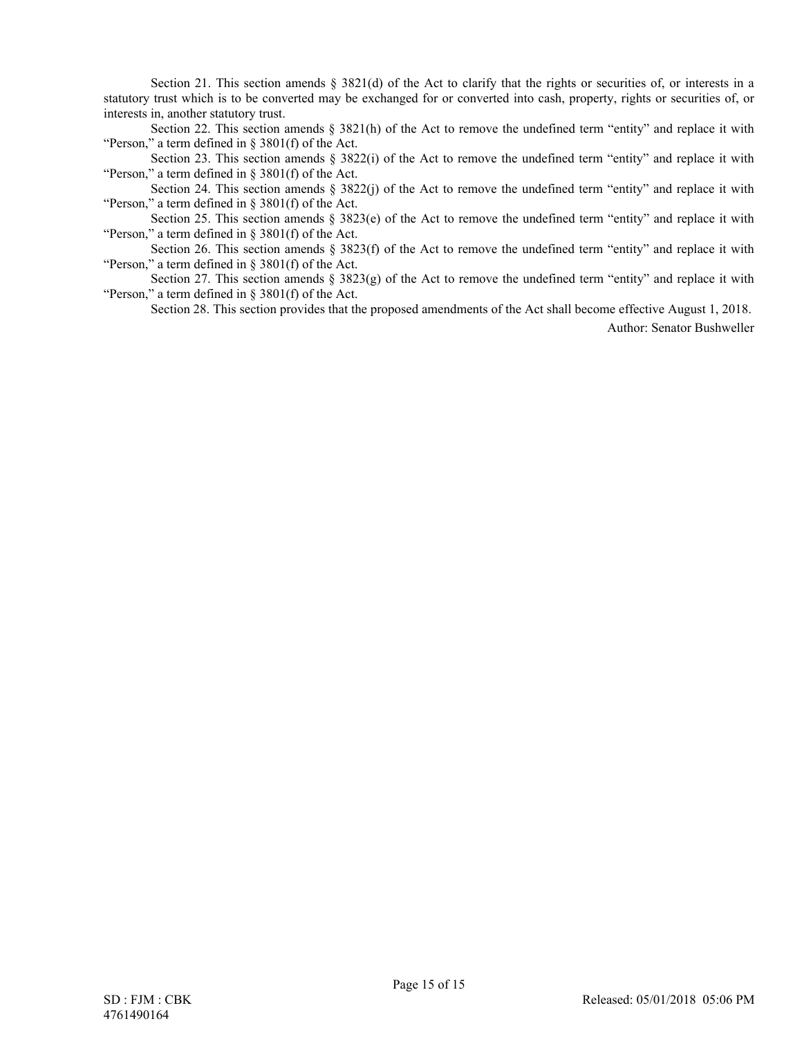Section 21. This section amends § 3821(d) of the Act to clarify that the rights or securities of, or interests in a statutory trust which is to be converted may be exchanged for or converted into cash, property, rights or securities of, or interests in, another statutory trust.

Section 22. This section amends § 3821(h) of the Act to remove the undefined term "entity" and replace it with "Person," a term defined in § 3801(f) of the Act.

Section 23. This section amends § 3822(i) of the Act to remove the undefined term "entity" and replace it with "Person," a term defined in § 3801(f) of the Act.

Section 24. This section amends § 3822(j) of the Act to remove the undefined term "entity" and replace it with "Person," a term defined in § 3801(f) of the Act.

Section 25. This section amends § 3823(e) of the Act to remove the undefined term "entity" and replace it with "Person," a term defined in § 3801(f) of the Act.

Section 26. This section amends § 3823(f) of the Act to remove the undefined term "entity" and replace it with "Person," a term defined in § 3801(f) of the Act.

Section 27. This section amends § 3823(g) of the Act to remove the undefined term "entity" and replace it with "Person," a term defined in § 3801(f) of the Act.

Section 28. This section provides that the proposed amendments of the Act shall become effective August 1, 2018.

Author: Senator Bushweller

SD : FJM : CBK
4761490164

Released: 05/01/2018 05:06 PM